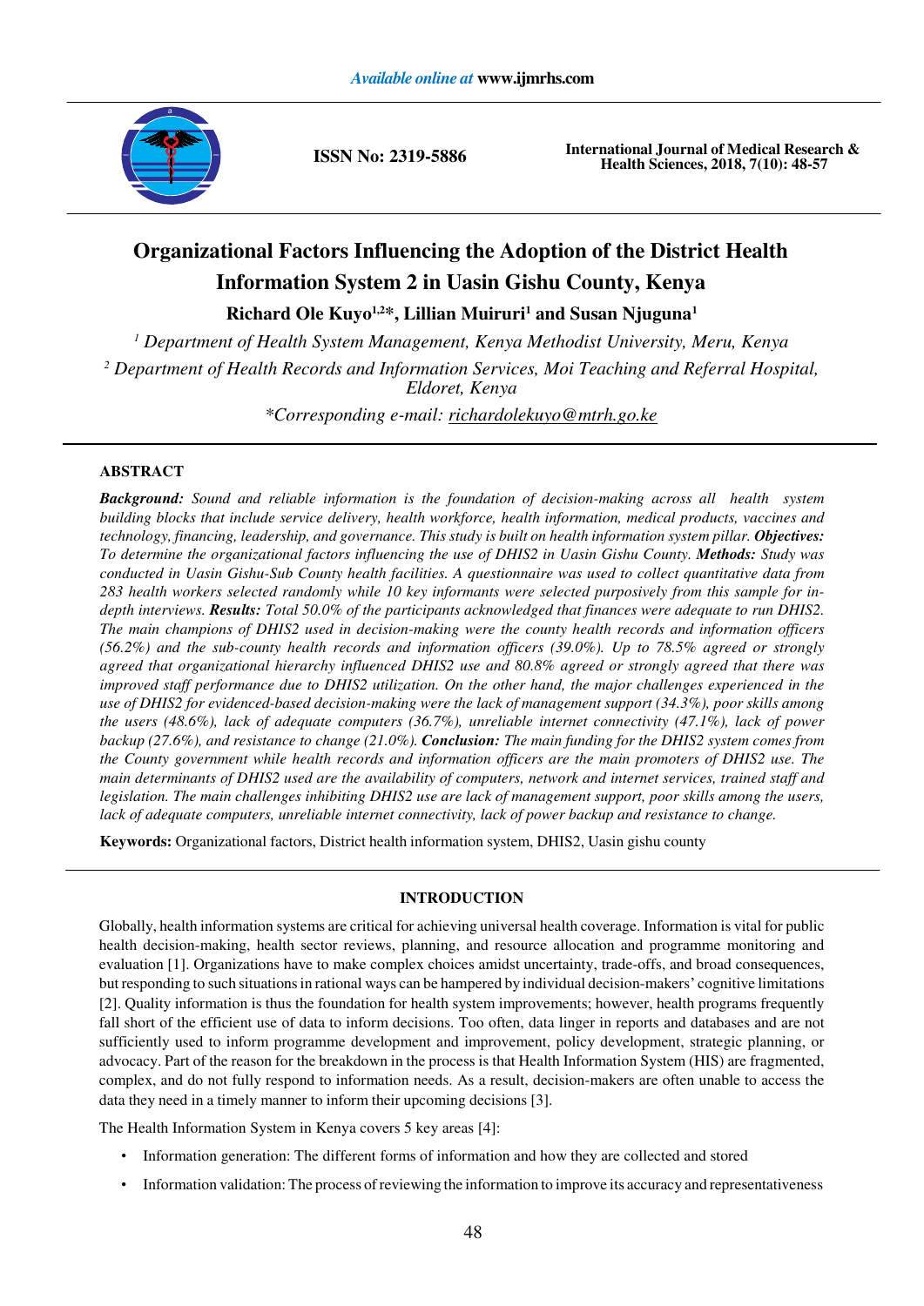# Organizational Factors Influencing the Adoption of the District Health Information System 2 in Uasin Gishu County, Kenya

**Richard Ole Kuyo[1,2]*, Lillian Muiruri[1] and Susan Njuguna[1]**

[1] *Department of Health System Management, Kenya Methodist University, Meru, Kenya*

[2] *Department of Health Records and Information Services, Moi Teaching and Referral Hospital, Eldoret, Kenya*

**Corresponding e-mail: richardolekuyo@mtrh.go.ke*

## ABSTRACT

***Background:*** *Sound and reliable information is the foundation of decision-making across all health system building blocks that include service delivery, health workforce, health information, medical products, vaccines and technology, financing, leadership, and governance. This study is built on health information system pillar.* ***Objectives:*** *To determine the organizational factors influencing the use of DHIS2 in Uasin Gishu County.* ***Methods:*** *Study was conducted in Uasin Gishu-Sub County health facilities. A questionnaire was used to collect quantitative data from 283 health workers selected randomly while 10 key informants were selected purposively from this sample for in-depth interviews.* ***Results:*** *Total 50.0% of the participants acknowledged that finances were adequate to run DHIS2. The main champions of DHIS2 used in decision-making were the county health records and information officers (56.2%) and the sub-county health records and information officers (39.0%). Up to 78.5% agreed or strongly agreed that organizational hierarchy influenced DHIS2 use and 80.8% agreed or strongly agreed that there was improved staff performance due to DHIS2 utilization. On the other hand, the major challenges experienced in the use of DHIS2 for evidenced-based decision-making were the lack of management support (34.3%), poor skills among the users (48.6%), lack of adequate computers (36.7%), unreliable internet connectivity (47.1%), lack of power backup (27.6%), and resistance to change (21.0%).* ***Conclusion:*** *The main funding for the DHIS2 system comes from the County government while health records and information officers are the main promoters of DHIS2 use. The main determinants of DHIS2 used are the availability of computers, network and internet services, trained staff and legislation. The main challenges inhibiting DHIS2 use are lack of management support, poor skills among the users, lack of adequate computers, unreliable internet connectivity, lack of power backup and resistance to change.*

**Keywords:** Organizational factors, District health information system, DHIS2, Uasin gishu county

## INTRODUCTION

Globally, health information systems are critical for achieving universal health coverage. Information is vital for public health decision-making, health sector reviews, planning, and resource allocation and programme monitoring and evaluation [1]. Organizations have to make complex choices amidst uncertainty, trade-offs, and broad consequences, but responding to such situations in rational ways can be hampered by individual decision-makers' cognitive limitations [2]. Quality information is thus the foundation for health system improvements; however, health programs frequently fall short of the efficient use of data to inform decisions. Too often, data linger in reports and databases and are not sufficiently used to inform programme development and improvement, policy development, strategic planning, or advocacy. Part of the reason for the breakdown in the process is that Health Information System (HIS) are fragmented, complex, and do not fully respond to information needs. As a result, decision-makers are often unable to access the data they need in a timely manner to inform their upcoming decisions [3].

The Health Information System in Kenya covers 5 key areas [4]:

- Information generation: The different forms of information and how they are collected and stored
- Information validation: The process of reviewing the information to improve its accuracy and representativeness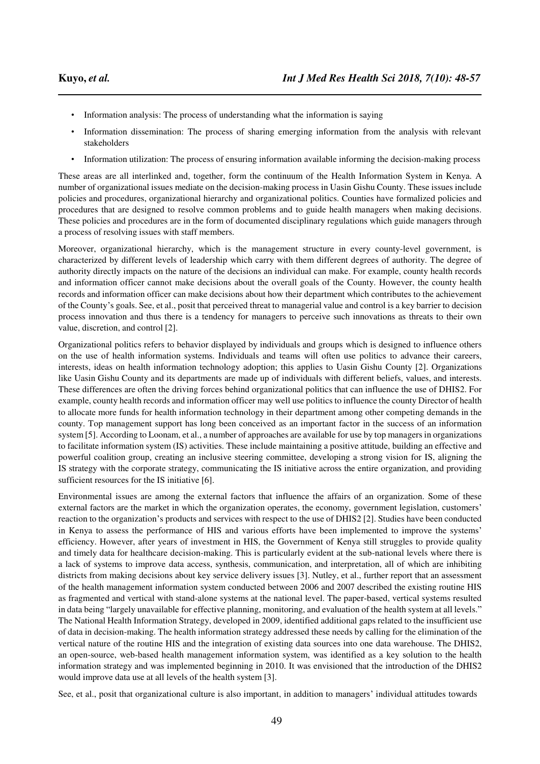- Information analysis: The process of understanding what the information is saying
- Information dissemination: The process of sharing emerging information from the analysis with relevant stakeholders
- Information utilization: The process of ensuring information available informing the decision-making process

These areas are all interlinked and, together, form the continuum of the Health Information System in Kenya. A number of organizational issues mediate on the decision-making process in Uasin Gishu County. These issues include policies and procedures, organizational hierarchy and organizational politics. Counties have formalized policies and procedures that are designed to resolve common problems and to guide health managers when making decisions. These policies and procedures are in the form of documented disciplinary regulations which guide managers through a process of resolving issues with staff members.

Moreover, organizational hierarchy, which is the management structure in every county-level government, is characterized by different levels of leadership which carry with them different degrees of authority. The degree of authority directly impacts on the nature of the decisions an individual can make. For example, county health records and information officer cannot make decisions about the overall goals of the County. However, the county health records and information officer can make decisions about how their department which contributes to the achievement of the County's goals. See, et al., posit that perceived threat to managerial value and control is a key barrier to decision process innovation and thus there is a tendency for managers to perceive such innovations as threats to their own value, discretion, and control [2].

Organizational politics refers to behavior displayed by individuals and groups which is designed to influence others on the use of health information systems. Individuals and teams will often use politics to advance their careers, interests, ideas on health information technology adoption; this applies to Uasin Gishu County [2]. Organizations like Uasin Gishu County and its departments are made up of individuals with different beliefs, values, and interests. These differences are often the driving forces behind organizational politics that can influence the use of DHIS2. For example, county health records and information officer may well use politics to influence the county Director of health to allocate more funds for health information technology in their department among other competing demands in the county. Top management support has long been conceived as an important factor in the success of an information system [5]. According to Loonam, et al., a number of approaches are available for use by top managers in organizations to facilitate information system (IS) activities. These include maintaining a positive attitude, building an effective and powerful coalition group, creating an inclusive steering committee, developing a strong vision for IS, aligning the IS strategy with the corporate strategy, communicating the IS initiative across the entire organization, and providing sufficient resources for the IS initiative [6].

Environmental issues are among the external factors that influence the affairs of an organization. Some of these external factors are the market in which the organization operates, the economy, government legislation, customers' reaction to the organization's products and services with respect to the use of DHIS2 [2]. Studies have been conducted in Kenya to assess the performance of HIS and various efforts have been implemented to improve the systems' efficiency. However, after years of investment in HIS, the Government of Kenya still struggles to provide quality and timely data for healthcare decision-making. This is particularly evident at the sub-national levels where there is a lack of systems to improve data access, synthesis, communication, and interpretation, all of which are inhibiting districts from making decisions about key service delivery issues [3]. Nutley, et al., further report that an assessment of the health management information system conducted between 2006 and 2007 described the existing routine HIS as fragmented and vertical with stand-alone systems at the national level. The paper-based, vertical systems resulted in data being "largely unavailable for effective planning, monitoring, and evaluation of the health system at all levels." The National Health Information Strategy, developed in 2009, identified additional gaps related to the insufficient use of data in decision-making. The health information strategy addressed these needs by calling for the elimination of the vertical nature of the routine HIS and the integration of existing data sources into one data warehouse. The DHIS2, an open-source, web-based health management information system, was identified as a key solution to the health information strategy and was implemented beginning in 2010. It was envisioned that the introduction of the DHIS2 would improve data use at all levels of the health system [3].

See, et al., posit that organizational culture is also important, in addition to managers' individual attitudes towards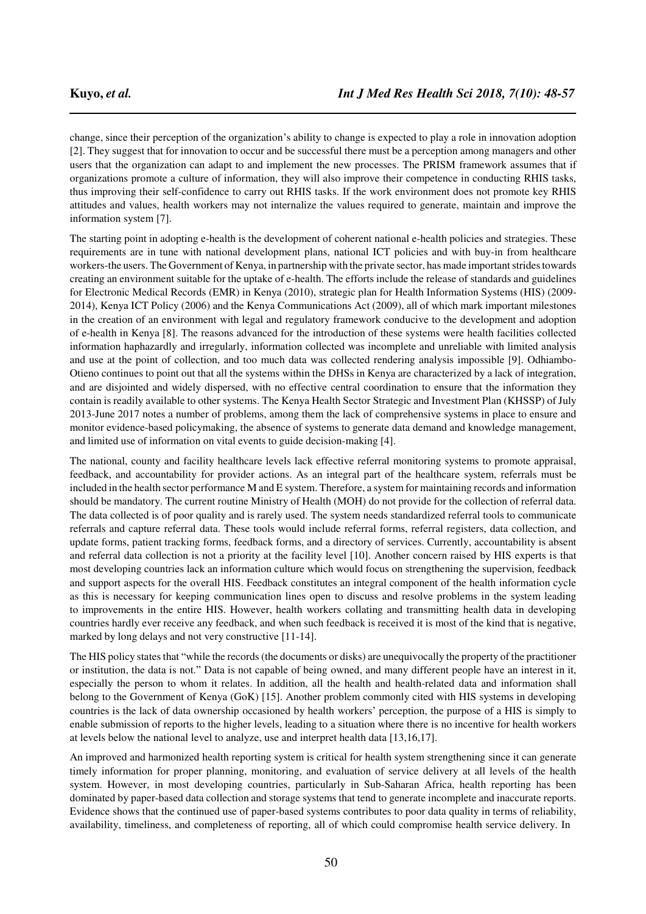change, since their perception of the organization's ability to change is expected to play a role in innovation adoption [2]. They suggest that for innovation to occur and be successful there must be a perception among managers and other users that the organization can adapt to and implement the new processes. The PRISM framework assumes that if organizations promote a culture of information, they will also improve their competence in conducting RHIS tasks, thus improving their self-confidence to carry out RHIS tasks. If the work environment does not promote key RHIS attitudes and values, health workers may not internalize the values required to generate, maintain and improve the information system [7].

The starting point in adopting e-health is the development of coherent national e-health policies and strategies. These requirements are in tune with national development plans, national ICT policies and with buy-in from healthcare workers-the users. The Government of Kenya, in partnership with the private sector, has made important strides towards creating an environment suitable for the uptake of e-health. The efforts include the release of standards and guidelines for Electronic Medical Records (EMR) in Kenya (2010), strategic plan for Health Information Systems (HIS) (2009-2014), Kenya ICT Policy (2006) and the Kenya Communications Act (2009), all of which mark important milestones in the creation of an environment with legal and regulatory framework conducive to the development and adoption of e-health in Kenya [8]. The reasons advanced for the introduction of these systems were health facilities collected information haphazardly and irregularly, information collected was incomplete and unreliable with limited analysis and use at the point of collection, and too much data was collected rendering analysis impossible [9]. Odhiambo-Otieno continues to point out that all the systems within the DHSs in Kenya are characterized by a lack of integration, and are disjointed and widely dispersed, with no effective central coordination to ensure that the information they contain is readily available to other systems. The Kenya Health Sector Strategic and Investment Plan (KHSSP) of July 2013-June 2017 notes a number of problems, among them the lack of comprehensive systems in place to ensure and monitor evidence-based policymaking, the absence of systems to generate data demand and knowledge management, and limited use of information on vital events to guide decision-making [4].

The national, county and facility healthcare levels lack effective referral monitoring systems to promote appraisal, feedback, and accountability for provider actions. As an integral part of the healthcare system, referrals must be included in the health sector performance M and E system. Therefore, a system for maintaining records and information should be mandatory. The current routine Ministry of Health (MOH) do not provide for the collection of referral data. The data collected is of poor quality and is rarely used. The system needs standardized referral tools to communicate referrals and capture referral data. These tools would include referral forms, referral registers, data collection, and update forms, patient tracking forms, feedback forms, and a directory of services. Currently, accountability is absent and referral data collection is not a priority at the facility level [10]. Another concern raised by HIS experts is that most developing countries lack an information culture which would focus on strengthening the supervision, feedback and support aspects for the overall HIS. Feedback constitutes an integral component of the health information cycle as this is necessary for keeping communication lines open to discuss and resolve problems in the system leading to improvements in the entire HIS. However, health workers collating and transmitting health data in developing countries hardly ever receive any feedback, and when such feedback is received it is most of the kind that is negative, marked by long delays and not very constructive [11-14].

The HIS policy states that "while the records (the documents or disks) are unequivocally the property of the practitioner or institution, the data is not." Data is not capable of being owned, and many different people have an interest in it, especially the person to whom it relates. In addition, all the health and health-related data and information shall belong to the Government of Kenya (GoK) [15]. Another problem commonly cited with HIS systems in developing countries is the lack of data ownership occasioned by health workers' perception, the purpose of a HIS is simply to enable submission of reports to the higher levels, leading to a situation where there is no incentive for health workers at levels below the national level to analyze, use and interpret health data [13,16,17].

An improved and harmonized health reporting system is critical for health system strengthening since it can generate timely information for proper planning, monitoring, and evaluation of service delivery at all levels of the health system. However, in most developing countries, particularly in Sub-Saharan Africa, health reporting has been dominated by paper-based data collection and storage systems that tend to generate incomplete and inaccurate reports. Evidence shows that the continued use of paper-based systems contributes to poor data quality in terms of reliability, availability, timeliness, and completeness of reporting, all of which could compromise health service delivery. In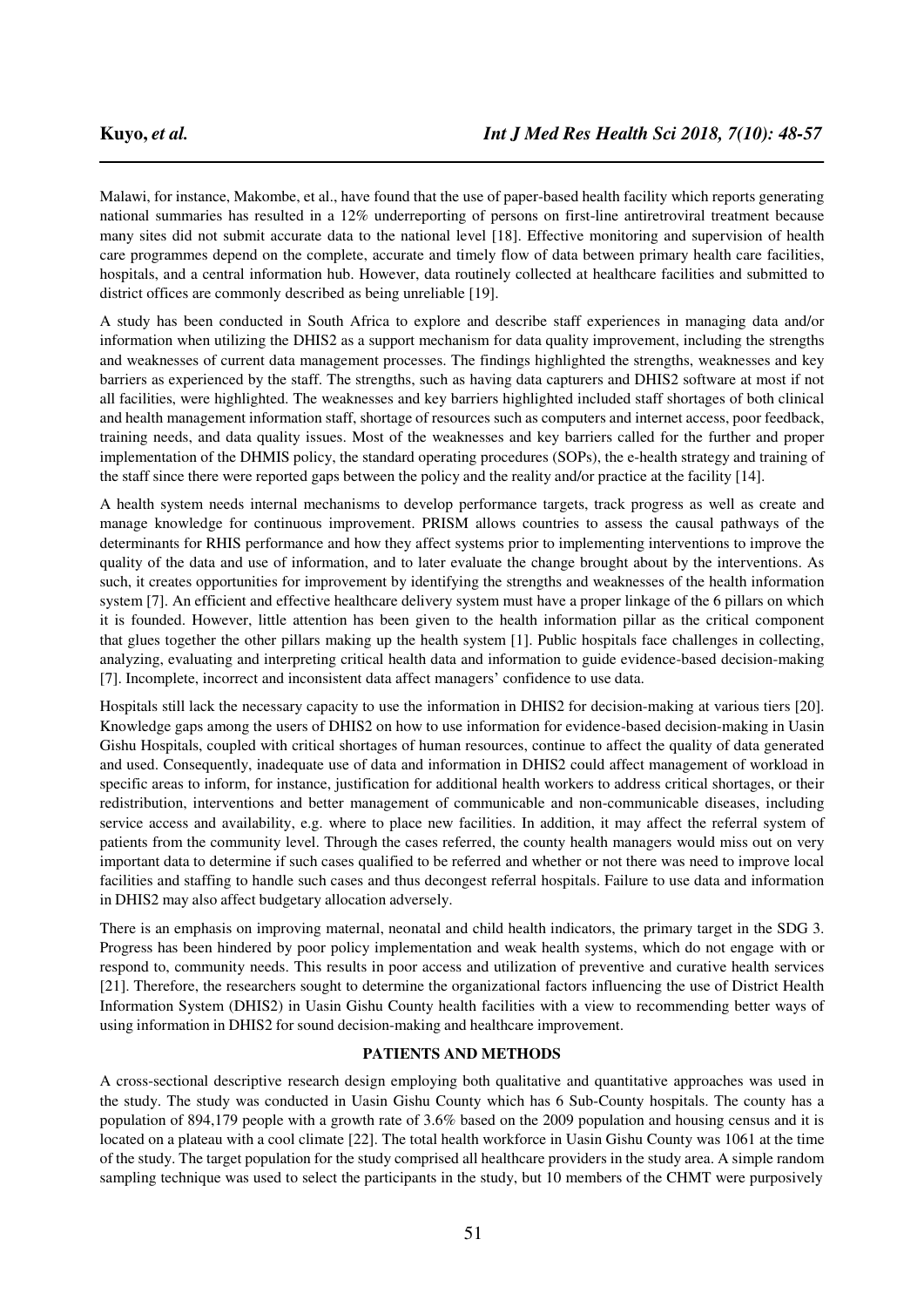Malawi, for instance, Makombe, et al., have found that the use of paper-based health facility which reports generating national summaries has resulted in a 12% underreporting of persons on first-line antiretroviral treatment because many sites did not submit accurate data to the national level [18]. Effective monitoring and supervision of health care programmes depend on the complete, accurate and timely flow of data between primary health care facilities, hospitals, and a central information hub. However, data routinely collected at healthcare facilities and submitted to district offices are commonly described as being unreliable [19].

A study has been conducted in South Africa to explore and describe staff experiences in managing data and/or information when utilizing the DHIS2 as a support mechanism for data quality improvement, including the strengths and weaknesses of current data management processes. The findings highlighted the strengths, weaknesses and key barriers as experienced by the staff. The strengths, such as having data capturers and DHIS2 software at most if not all facilities, were highlighted. The weaknesses and key barriers highlighted included staff shortages of both clinical and health management information staff, shortage of resources such as computers and internet access, poor feedback, training needs, and data quality issues. Most of the weaknesses and key barriers called for the further and proper implementation of the DHMIS policy, the standard operating procedures (SOPs), the e-health strategy and training of the staff since there were reported gaps between the policy and the reality and/or practice at the facility [14].

A health system needs internal mechanisms to develop performance targets, track progress as well as create and manage knowledge for continuous improvement. PRISM allows countries to assess the causal pathways of the determinants for RHIS performance and how they affect systems prior to implementing interventions to improve the quality of the data and use of information, and to later evaluate the change brought about by the interventions. As such, it creates opportunities for improvement by identifying the strengths and weaknesses of the health information system [7]. An efficient and effective healthcare delivery system must have a proper linkage of the 6 pillars on which it is founded. However, little attention has been given to the health information pillar as the critical component that glues together the other pillars making up the health system [1]. Public hospitals face challenges in collecting, analyzing, evaluating and interpreting critical health data and information to guide evidence-based decision-making [7]. Incomplete, incorrect and inconsistent data affect managers' confidence to use data.

Hospitals still lack the necessary capacity to use the information in DHIS2 for decision-making at various tiers [20]. Knowledge gaps among the users of DHIS2 on how to use information for evidence-based decision-making in Uasin Gishu Hospitals, coupled with critical shortages of human resources, continue to affect the quality of data generated and used. Consequently, inadequate use of data and information in DHIS2 could affect management of workload in specific areas to inform, for instance, justification for additional health workers to address critical shortages, or their redistribution, interventions and better management of communicable and non-communicable diseases, including service access and availability, e.g. where to place new facilities. In addition, it may affect the referral system of patients from the community level. Through the cases referred, the county health managers would miss out on very important data to determine if such cases qualified to be referred and whether or not there was need to improve local facilities and staffing to handle such cases and thus decongest referral hospitals. Failure to use data and information in DHIS2 may also affect budgetary allocation adversely.

There is an emphasis on improving maternal, neonatal and child health indicators, the primary target in the SDG 3. Progress has been hindered by poor policy implementation and weak health systems, which do not engage with or respond to, community needs. This results in poor access and utilization of preventive and curative health services [21]. Therefore, the researchers sought to determine the organizational factors influencing the use of District Health Information System (DHIS2) in Uasin Gishu County health facilities with a view to recommending better ways of using information in DHIS2 for sound decision-making and healthcare improvement.

## PATIENTS AND METHODS

A cross-sectional descriptive research design employing both qualitative and quantitative approaches was used in the study. The study was conducted in Uasin Gishu County which has 6 Sub-County hospitals. The county has a population of 894,179 people with a growth rate of 3.6% based on the 2009 population and housing census and it is located on a plateau with a cool climate [22]. The total health workforce in Uasin Gishu County was 1061 at the time of the study. The target population for the study comprised all healthcare providers in the study area. A simple random sampling technique was used to select the participants in the study, but 10 members of the CHMT were purposively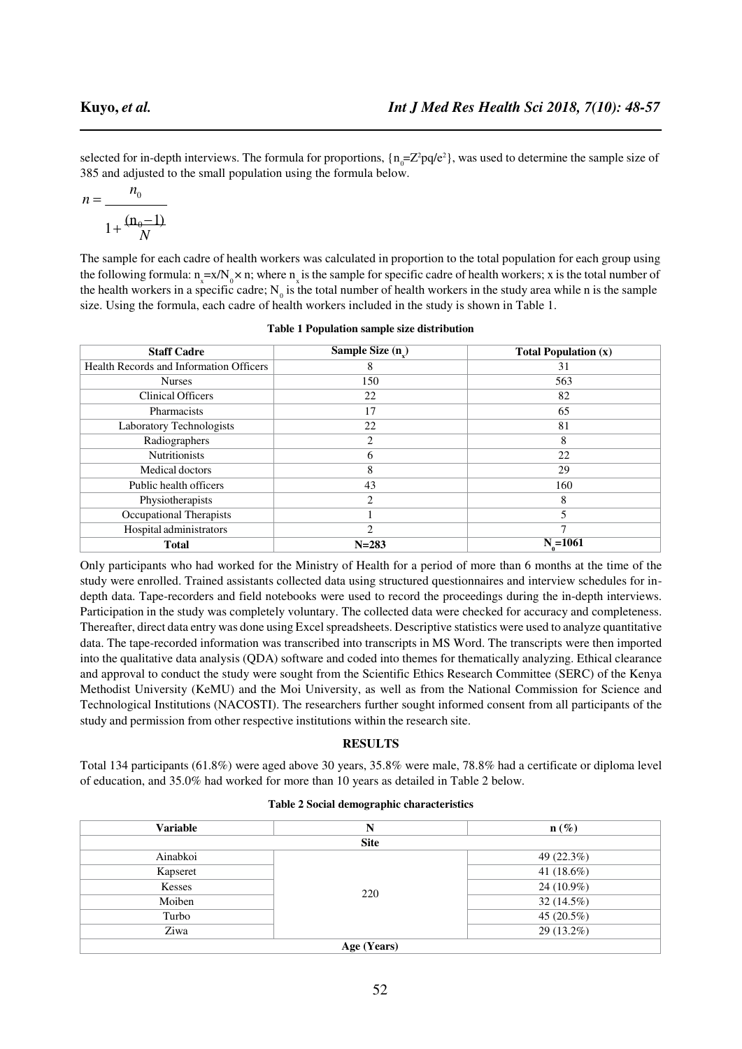selected for in-depth interviews. The formula for proportions, $\{n_0=Z^2pq/e^2\}$, was used to determine the sample size of 385 and adjusted to the small population using the formula below.

$$n = \frac{n_0}{1+\frac{(n_0-1)}{N}}$$

The sample for each cadre of health workers was calculated in proportion to the total population for each group using the following formula: $n_x=x/N_0 \times n$; where $n_x$ is the sample for specific cadre of health workers; x is the total number of the health workers in a specific cadre; $N_0$ is the total number of health workers in the study area while n is the sample size. Using the formula, each cadre of health workers included in the study is shown in Table 1.

**Table 1 Population sample size distribution**

| Staff Cadre | Sample Size ($n_x$) | Total Population (x) |
|---|---|---|
| Health Records and Information Officers | 8 | 31 |
| Nurses | 150 | 563 |
| Clinical Officers | 22 | 82 |
| Pharmacists | 17 | 65 |
| Laboratory Technologists | 22 | 81 |
| Radiographers | 2 | 8 |
| Nutritionists | 6 | 22 |
| Medical doctors | 8 | 29 |
| Public health officers | 43 | 160 |
| Physiotherapists | 2 | 8 |
| Occupational Therapists | 1 | 5 |
| Hospital administrators | 2 | 7 |
| **Total** | **N=283** | **$N_0$=1061** |

Only participants who had worked for the Ministry of Health for a period of more than 6 months at the time of the study were enrolled. Trained assistants collected data using structured questionnaires and interview schedules for in-depth data. Tape-recorders and field notebooks were used to record the proceedings during the in-depth interviews. Participation in the study was completely voluntary. The collected data were checked for accuracy and completeness. Thereafter, direct data entry was done using Excel spreadsheets. Descriptive statistics were used to analyze quantitative data. The tape-recorded information was transcribed into transcripts in MS Word. The transcripts were then imported into the qualitative data analysis (QDA) software and coded into themes for thematically analyzing. Ethical clearance and approval to conduct the study were sought from the Scientific Ethics Research Committee (SERC) of the Kenya Methodist University (KeMU) and the Moi University, as well as from the National Commission for Science and Technological Institutions (NACOSTI). The researchers further sought informed consent from all participants of the study and permission from other respective institutions within the research site.

## RESULTS

Total 134 participants (61.8%) were aged above 30 years, 35.8% were male, 78.8% had a certificate or diploma level of education, and 35.0% had worked for more than 10 years as detailed in Table 2 below.

**Table 2 Social demographic characteristics**

| Variable | N | n (%) |
|---|---|---|
| **Site** | | |
| Ainabkoi | 220 | 49 (22.3%) |
| Kapseret | | 41 (18.6%) |
| Kesses | | 24 (10.9%) |
| Moiben | | 32 (14.5%) |
| Turbo | | 45 (20.5%) |
| Ziwa | | 29 (13.2%) |
| **Age (Years)** | | |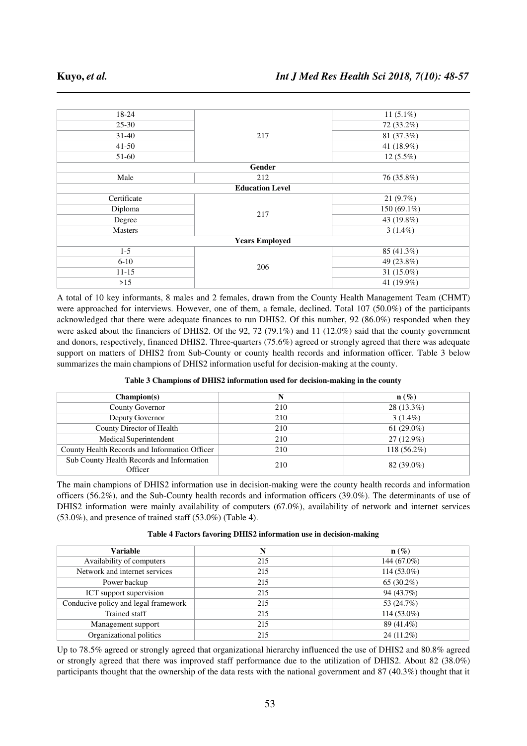| 18-24 | 217 | 11 (5.1%) |
|---|---|---|
| 25-30 | | 72 (33.2%) |
| 31-40 | | 81 (37.3%) |
| 41-50 | | 41 (18.9%) |
| 51-60 | | 12 (5.5%) |
| **Gender** | | |
| Male | 212 | 76 (35.8%) |
| **Education Level** | | |
| Certificate | 217 | 21 (9.7%) |
| Diploma | | 150 (69.1%) |
| Degree | | 43 (19.8%) |
| Masters | | 3 (1.4%) |
| **Years Employed** | | |
| 1-5 | 206 | 85 (41.3%) |
| 6-10 | | 49 (23.8%) |
| 11-15 | | 31 (15.0%) |
| >15 | | 41 (19.9%) |

A total of 10 key informants, 8 males and 2 females, drawn from the County Health Management Team (CHMT) were approached for interviews. However, one of them, a female, declined. Total 107 (50.0%) of the participants acknowledged that there were adequate finances to run DHIS2. Of this number, 92 (86.0%) responded when they were asked about the financiers of DHIS2. Of the 92, 72 (79.1%) and 11 (12.0%) said that the county government and donors, respectively, financed DHIS2. Three-quarters (75.6%) agreed or strongly agreed that there was adequate support on matters of DHIS2 from Sub-County or county health records and information officer. Table 3 below summarizes the main champions of DHIS2 information useful for decision-making at the county.

**Table 3 Champions of DHIS2 information used for decision-making in the county**

| Champion(s) | N | n (%) |
|---|---|---|
| County Governor | 210 | 28 (13.3%) |
| Deputy Governor | 210 | 3 (1.4%) |
| County Director of Health | 210 | 61 (29.0%) |
| Medical Superintendent | 210 | 27 (12.9%) |
| County Health Records and Information Officer | 210 | 118 (56.2%) |
| Sub County Health Records and Information Officer | 210 | 82 (39.0%) |

The main champions of DHIS2 information use in decision-making were the county health records and information officers (56.2%), and the Sub-County health records and information officers (39.0%). The determinants of use of DHIS2 information were mainly availability of computers (67.0%), availability of network and internet services (53.0%), and presence of trained staff (53.0%) (Table 4).

**Table 4 Factors favoring DHIS2 information use in decision-making**

| Variable | N | n (%) |
|---|---|---|
| Availability of computers | 215 | 144 (67.0%) |
| Network and internet services | 215 | 114 (53.0%) |
| Power backup | 215 | 65 (30.2%) |
| ICT support supervision | 215 | 94 (43.7%) |
| Conducive policy and legal framework | 215 | 53 (24.7%) |
| Trained staff | 215 | 114 (53.0%) |
| Management support | 215 | 89 (41.4%) |
| Organizational politics | 215 | 24 (11.2%) |

Up to 78.5% agreed or strongly agreed that organizational hierarchy influenced the use of DHIS2 and 80.8% agreed or strongly agreed that there was improved staff performance due to the utilization of DHIS2. About 82 (38.0%) participants thought that the ownership of the data rests with the national government and 87 (40.3%) thought that it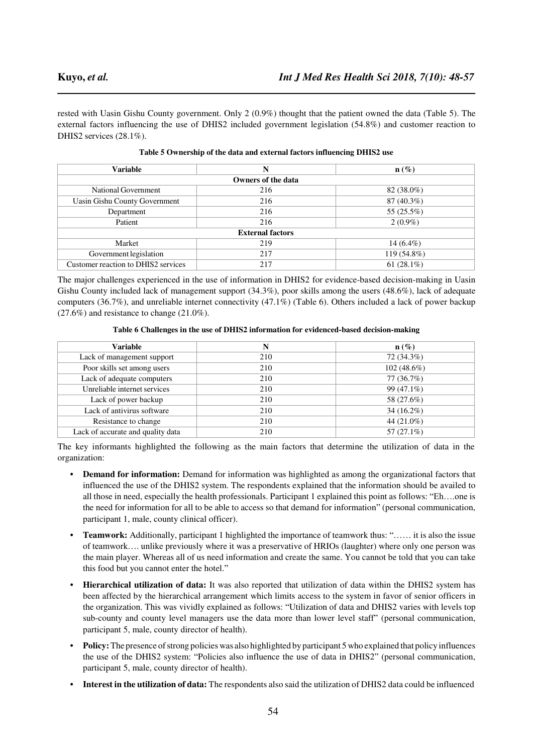rested with Uasin Gishu County government. Only 2 (0.9%) thought that the patient owned the data (Table 5). The external factors influencing the use of DHIS2 included government legislation (54.8%) and customer reaction to DHIS2 services (28.1%).

**Table 5 Ownership of the data and external factors influencing DHIS2 use**

| Variable | N | n (%) |
|---|---|---|
| **Owners of the data** | | |
| National Government | 216 | 82 (38.0%) |
| Uasin Gishu County Government | 216 | 87 (40.3%) |
| Department | 216 | 55 (25.5%) |
| Patient | 216 | 2 (0.9%) |
| **External factors** | | |
| Market | 219 | 14 (6.4%) |
| Government legislation | 217 | 119 (54.8%) |
| Customer reaction to DHIS2 services | 217 | 61 (28.1%) |

The major challenges experienced in the use of information in DHIS2 for evidence-based decision-making in Uasin Gishu County included lack of management support (34.3%), poor skills among the users (48.6%), lack of adequate computers (36.7%), and unreliable internet connectivity (47.1%) (Table 6). Others included a lack of power backup (27.6%) and resistance to change (21.0%).

**Table 6 Challenges in the use of DHIS2 information for evidenced-based decision-making**

| Variable | N | n (%) |
|---|---|---|
| Lack of management support | 210 | 72 (34.3%) |
| Poor skills set among users | 210 | 102 (48.6%) |
| Lack of adequate computers | 210 | 77 (36.7%) |
| Unreliable internet services | 210 | 99 (47.1%) |
| Lack of power backup | 210 | 58 (27.6%) |
| Lack of antivirus software | 210 | 34 (16.2%) |
| Resistance to change | 210 | 44 (21.0%) |
| Lack of accurate and quality data | 210 | 57 (27.1%) |

The key informants highlighted the following as the main factors that determine the utilization of data in the organization:

- **Demand for information:** Demand for information was highlighted as among the organizational factors that influenced the use of the DHIS2 system. The respondents explained that the information should be availed to all those in need, especially the health professionals. Participant 1 explained this point as follows: "Eh….one is the need for information for all to be able to access so that demand for information" (personal communication, participant 1, male, county clinical officer).

- **Teamwork:** Additionally, participant 1 highlighted the importance of teamwork thus: "…… it is also the issue of teamwork…. unlike previously where it was a preservative of HRIOs (laughter) where only one person was the main player. Whereas all of us need information and create the same. You cannot be told that you can take this food but you cannot enter the hotel."

- **Hierarchical utilization of data:** It was also reported that utilization of data within the DHIS2 system has been affected by the hierarchical arrangement which limits access to the system in favor of senior officers in the organization. This was vividly explained as follows: "Utilization of data and DHIS2 varies with levels top sub-county and county level managers use the data more than lower level staff" (personal communication, participant 5, male, county director of health).

- **Policy:** The presence of strong policies was also highlighted by participant 5 who explained that policy influences the use of the DHIS2 system: "Policies also influence the use of data in DHIS2" (personal communication, participant 5, male, county director of health).

- **Interest in the utilization of data:** The respondents also said the utilization of DHIS2 data could be influenced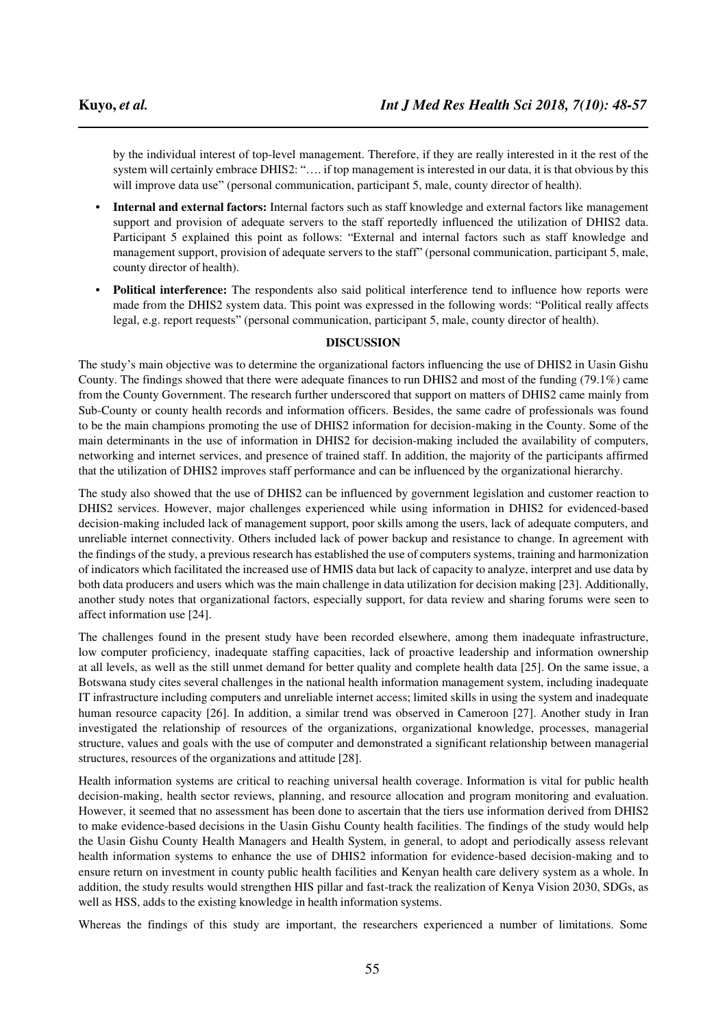by the individual interest of top-level management. Therefore, if they are really interested in it the rest of the system will certainly embrace DHIS2: "…. if top management is interested in our data, it is that obvious by this will improve data use" (personal communication, participant 5, male, county director of health).

- **Internal and external factors:** Internal factors such as staff knowledge and external factors like management support and provision of adequate servers to the staff reportedly influenced the utilization of DHIS2 data. Participant 5 explained this point as follows: "External and internal factors such as staff knowledge and management support, provision of adequate servers to the staff" (personal communication, participant 5, male, county director of health).
- **Political interference:** The respondents also said political interference tend to influence how reports were made from the DHIS2 system data. This point was expressed in the following words: "Political really affects legal, e.g. report requests" (personal communication, participant 5, male, county director of health).

## DISCUSSION

The study's main objective was to determine the organizational factors influencing the use of DHIS2 in Uasin Gishu County. The findings showed that there were adequate finances to run DHIS2 and most of the funding (79.1%) came from the County Government. The research further underscored that support on matters of DHIS2 came mainly from Sub-County or county health records and information officers. Besides, the same cadre of professionals was found to be the main champions promoting the use of DHIS2 information for decision-making in the County. Some of the main determinants in the use of information in DHIS2 for decision-making included the availability of computers, networking and internet services, and presence of trained staff. In addition, the majority of the participants affirmed that the utilization of DHIS2 improves staff performance and can be influenced by the organizational hierarchy.

The study also showed that the use of DHIS2 can be influenced by government legislation and customer reaction to DHIS2 services. However, major challenges experienced while using information in DHIS2 for evidenced-based decision-making included lack of management support, poor skills among the users, lack of adequate computers, and unreliable internet connectivity. Others included lack of power backup and resistance to change. In agreement with the findings of the study, a previous research has established the use of computers systems, training and harmonization of indicators which facilitated the increased use of HMIS data but lack of capacity to analyze, interpret and use data by both data producers and users which was the main challenge in data utilization for decision making [23]. Additionally, another study notes that organizational factors, especially support, for data review and sharing forums were seen to affect information use [24].

The challenges found in the present study have been recorded elsewhere, among them inadequate infrastructure, low computer proficiency, inadequate staffing capacities, lack of proactive leadership and information ownership at all levels, as well as the still unmet demand for better quality and complete health data [25]. On the same issue, a Botswana study cites several challenges in the national health information management system, including inadequate IT infrastructure including computers and unreliable internet access; limited skills in using the system and inadequate human resource capacity [26]. In addition, a similar trend was observed in Cameroon [27]. Another study in Iran investigated the relationship of resources of the organizations, organizational knowledge, processes, managerial structure, values and goals with the use of computer and demonstrated a significant relationship between managerial structures, resources of the organizations and attitude [28].

Health information systems are critical to reaching universal health coverage. Information is vital for public health decision-making, health sector reviews, planning, and resource allocation and program monitoring and evaluation. However, it seemed that no assessment has been done to ascertain that the tiers use information derived from DHIS2 to make evidence-based decisions in the Uasin Gishu County health facilities. The findings of the study would help the Uasin Gishu County Health Managers and Health System, in general, to adopt and periodically assess relevant health information systems to enhance the use of DHIS2 information for evidence-based decision-making and to ensure return on investment in county public health facilities and Kenyan health care delivery system as a whole. In addition, the study results would strengthen HIS pillar and fast-track the realization of Kenya Vision 2030, SDGs, as well as HSS, adds to the existing knowledge in health information systems.

Whereas the findings of this study are important, the researchers experienced a number of limitations. Some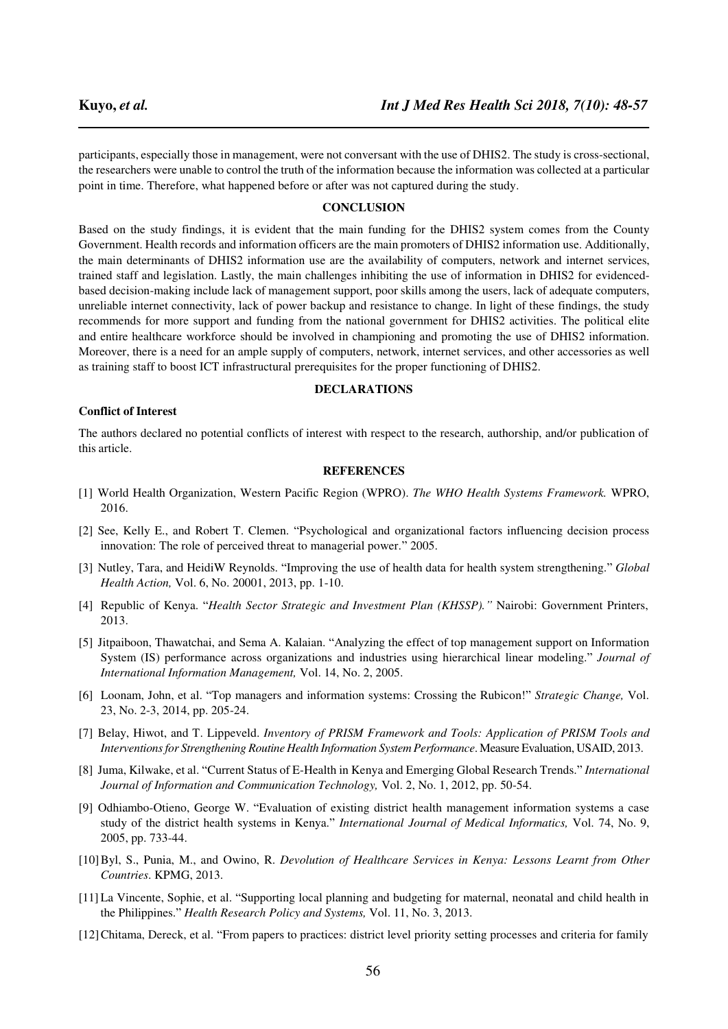participants, especially those in management, were not conversant with the use of DHIS2. The study is cross-sectional, the researchers were unable to control the truth of the information because the information was collected at a particular point in time. Therefore, what happened before or after was not captured during the study.

## CONCLUSION

Based on the study findings, it is evident that the main funding for the DHIS2 system comes from the County Government. Health records and information officers are the main promoters of DHIS2 information use. Additionally, the main determinants of DHIS2 information use are the availability of computers, network and internet services, trained staff and legislation. Lastly, the main challenges inhibiting the use of information in DHIS2 for evidenced-based decision-making include lack of management support, poor skills among the users, lack of adequate computers, unreliable internet connectivity, lack of power backup and resistance to change. In light of these findings, the study recommends for more support and funding from the national government for DHIS2 activities. The political elite and entire healthcare workforce should be involved in championing and promoting the use of DHIS2 information. Moreover, there is a need for an ample supply of computers, network, internet services, and other accessories as well as training staff to boost ICT infrastructural prerequisites for the proper functioning of DHIS2.

## DECLARATIONS

### Conflict of Interest

The authors declared no potential conflicts of interest with respect to the research, authorship, and/or publication of this article.

## REFERENCES

[1] World Health Organization, Western Pacific Region (WPRO). *The WHO Health Systems Framework.* WPRO, 2016.

[2] See, Kelly E., and Robert T. Clemen. "Psychological and organizational factors influencing decision process innovation: The role of perceived threat to managerial power." 2005.

[3] Nutley, Tara, and HeidiW Reynolds. "Improving the use of health data for health system strengthening." *Global Health Action,* Vol. 6, No. 20001, 2013, pp. 1-10.

[4] Republic of Kenya. "*Health Sector Strategic and Investment Plan (KHSSP).*" Nairobi: Government Printers, 2013.

[5] Jitpaiboon, Thawatchai, and Sema A. Kalaian. "Analyzing the effect of top management support on Information System (IS) performance across organizations and industries using hierarchical linear modeling." *Journal of International Information Management,* Vol. 14, No. 2, 2005.

[6] Loonam, John, et al. "Top managers and information systems: Crossing the Rubicon!" *Strategic Change,* Vol. 23, No. 2-3, 2014, pp. 205-24.

[7] Belay, Hiwot, and T. Lippeveld. *Inventory of PRISM Framework and Tools: Application of PRISM Tools and Interventions for Strengthening Routine Health Information System Performance*. Measure Evaluation, USAID, 2013.

[8] Juma, Kilwake, et al. "Current Status of E-Health in Kenya and Emerging Global Research Trends." *International Journal of Information and Communication Technology,* Vol. 2, No. 1, 2012, pp. 50-54.

[9] Odhiambo-Otieno, George W. "Evaluation of existing district health management information systems a case study of the district health systems in Kenya." *International Journal of Medical Informatics,* Vol. 74, No. 9, 2005, pp. 733-44.

[10] Byl, S., Punia, M., and Owino, R. *Devolution of Healthcare Services in Kenya: Lessons Learnt from Other Countries*. KPMG, 2013.

[11] La Vincente, Sophie, et al. "Supporting local planning and budgeting for maternal, neonatal and child health in the Philippines." *Health Research Policy and Systems,* Vol. 11, No. 3, 2013.

[12] Chitama, Dereck, et al. "From papers to practices: district level priority setting processes and criteria for family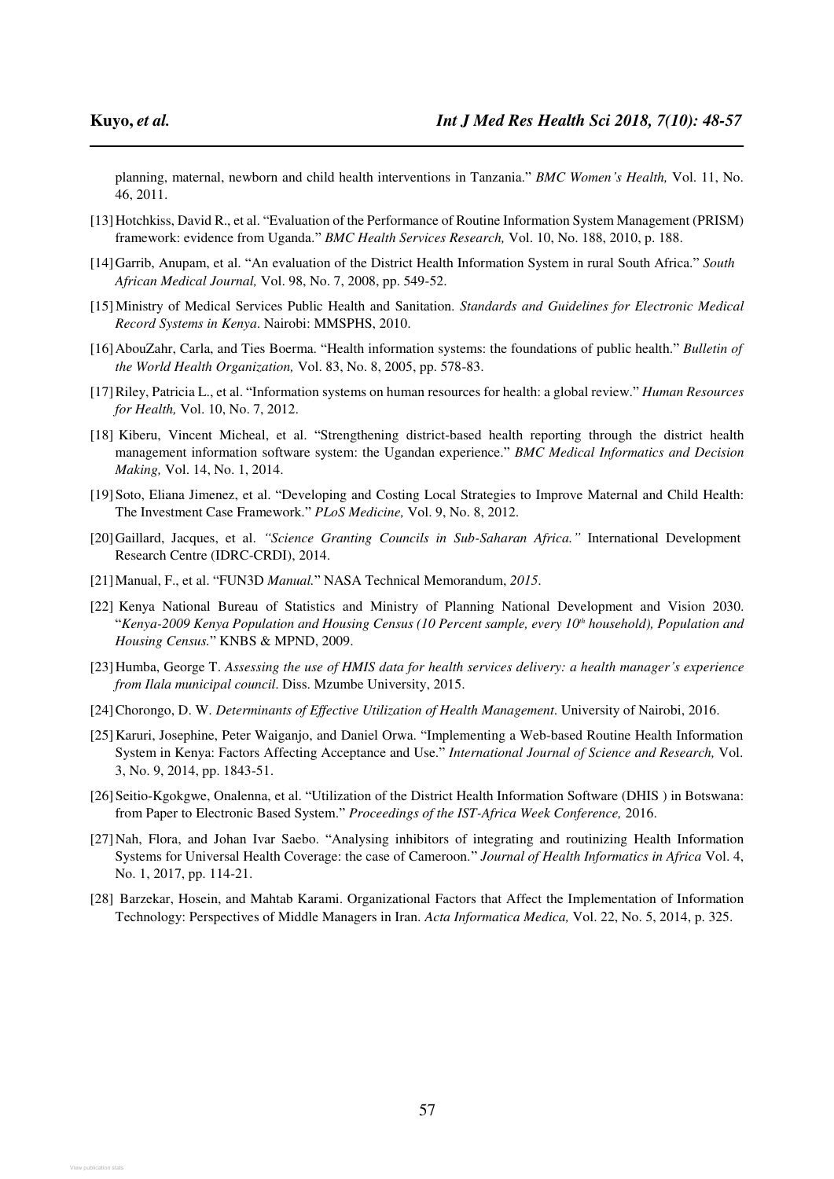planning, maternal, newborn and child health interventions in Tanzania." *BMC Women's Health,* Vol. 11, No. 46, 2011.

[13] Hotchkiss, David R., et al. "Evaluation of the Performance of Routine Information System Management (PRISM) framework: evidence from Uganda." *BMC Health Services Research,* Vol. 10, No. 188, 2010, p. 188.

[14] Garrib, Anupam, et al. "An evaluation of the District Health Information System in rural South Africa." *South African Medical Journal,* Vol. 98, No. 7, 2008, pp. 549-52.

[15] Ministry of Medical Services Public Health and Sanitation. *Standards and Guidelines for Electronic Medical Record Systems in Kenya*. Nairobi: MMSPHS, 2010.

[16] AbouZahr, Carla, and Ties Boerma. "Health information systems: the foundations of public health." *Bulletin of the World Health Organization,* Vol. 83, No. 8, 2005, pp. 578-83.

[17] Riley, Patricia L., et al. "Information systems on human resources for health: a global review." *Human Resources for Health,* Vol. 10, No. 7, 2012.

[18] Kiberu, Vincent Micheal, et al. "Strengthening district-based health reporting through the district health management information software system: the Ugandan experience." *BMC Medical Informatics and Decision Making,* Vol. 14, No. 1, 2014.

[19] Soto, Eliana Jimenez, et al. "Developing and Costing Local Strategies to Improve Maternal and Child Health: The Investment Case Framework." *PLoS Medicine,* Vol. 9, No. 8, 2012.

[20] Gaillard, Jacques, et al. *"Science Granting Councils in Sub-Saharan Africa."* International Development Research Centre (IDRC-CRDI), 2014.

[21] Manual, F., et al. "FUN3D *Manual.*" NASA Technical Memorandum, *2015*.

[22] Kenya National Bureau of Statistics and Ministry of Planning National Development and Vision 2030. "*Kenya-2009 Kenya Population and Housing Census (10 Percent sample, every 10th household), Population and Housing Census.*" KNBS & MPND, 2009.

[23] Humba, George T. *Assessing the use of HMIS data for health services delivery: a health manager's experience from Ilala municipal council*. Diss. Mzumbe University, 2015.

[24] Chorongo, D. W. *Determinants of Effective Utilization of Health Management*. University of Nairobi, 2016.

[25] Karuri, Josephine, Peter Waiganjo, and Daniel Orwa. "Implementing a Web-based Routine Health Information System in Kenya: Factors Affecting Acceptance and Use." *International Journal of Science and Research,* Vol. 3, No. 9, 2014, pp. 1843-51.

[26] Seitio-Kgokgwe, Onalenna, et al. "Utilization of the District Health Information Software (DHIS ) in Botswana: from Paper to Electronic Based System." *Proceedings of the IST-Africa Week Conference,* 2016.

[27] Nah, Flora, and Johan Ivar Saebo. "Analysing inhibitors of integrating and routinizing Health Information Systems for Universal Health Coverage: the case of Cameroon." *Journal of Health Informatics in Africa* Vol. 4, No. 1, 2017, pp. 114-21.

[28] Barzekar, Hosein, and Mahtab Karami. Organizational Factors that Affect the Implementation of Information Technology: Perspectives of Middle Managers in Iran. *Acta Informatica Medica,* Vol. 22, No. 5, 2014, p. 325.